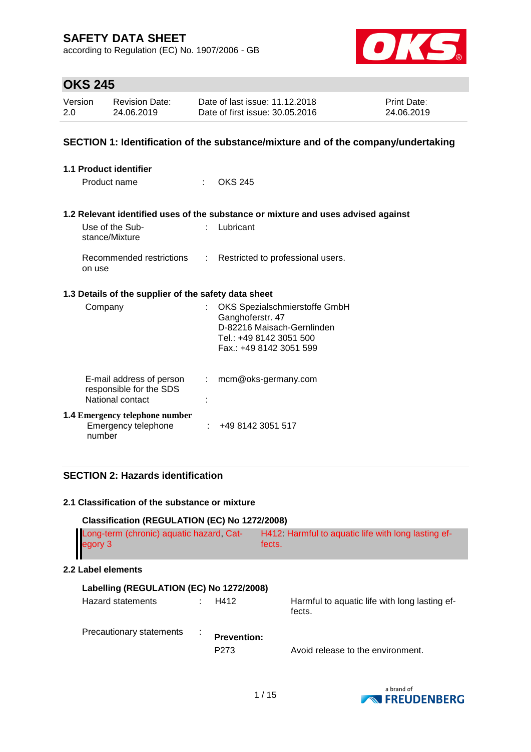# SAFETY DATA SHEET

according to Regulation (EC) No. 1907/2006 - GB

## OKS 245

| Version | Revision Date: | Date of last issue: 11.12.2018 | Print Date: |
|---|---|---|---|
| 2.0 | 24.06.2019 | Date of first issue: 30.05.2016 | 24.06.2019 |

## SECTION 1: Identification of the substance/mixture and of the company/undertaking

### 1.1 Product identifier

Product name : OKS 245

### 1.2 Relevant identified uses of the substance or mixture and uses advised against

Use of the Substance/Mixture : Lubricant

Recommended restrictions on use : Restricted to professional users.

### 1.3 Details of the supplier of the safety data sheet

Company : OKS Spezialschmierstoffe GmbH
Ganghoferstr. 47
D-82216 Maisach-Gernlinden
Tel.: +49 8142 3051 500
Fax.: +49 8142 3051 599

E-mail address of person responsible for the SDS : mcm@oks-germany.com

National contact :

### 1.4 Emergency telephone number

Emergency telephone number : +49 8142 3051 517

## SECTION 2: Hazards identification

### 2.1 Classification of the substance or mixture

**Classification (REGULATION (EC) No 1272/2008)**

| | |
|---|---|
| Long-term (chronic) aquatic hazard, Category 3 | H412: Harmful to aquatic life with long lasting effects. |

### 2.2 Label elements

**Labelling (REGULATION (EC) No 1272/2008)**

Hazard statements : H412 Harmful to aquatic life with long lasting effects.

Precautionary statements :

**Prevention:**

P273 Avoid release to the environment.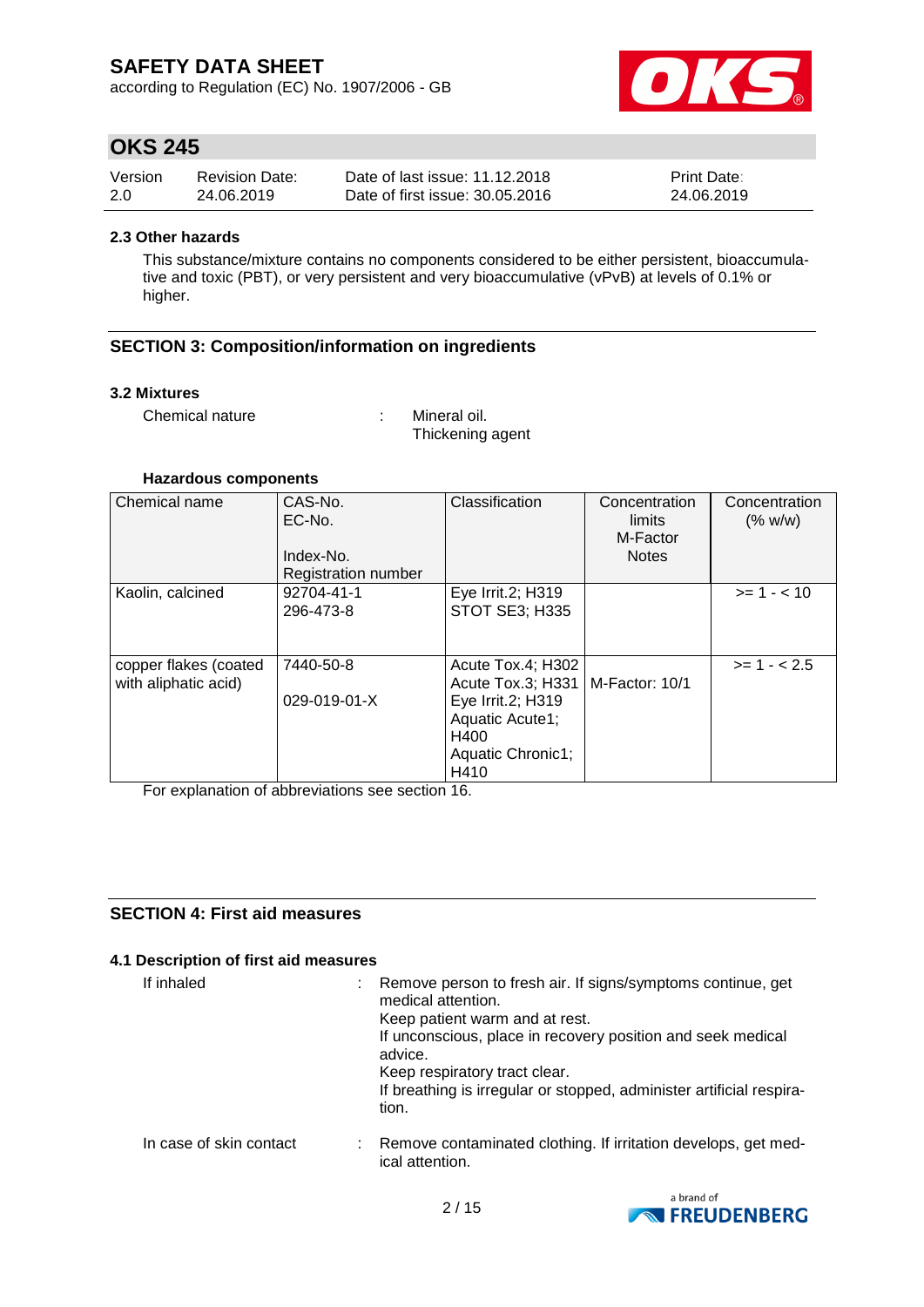### 2.3 Other hazards

This substance/mixture contains no components considered to be either persistent, bioaccumulative and toxic (PBT), or very persistent and very bioaccumulative (vPvB) at levels of 0.1% or higher.

## SECTION 3: Composition/information on ingredients

### 3.2 Mixtures

Chemical nature : Mineral oil.
Thickening agent

**Hazardous components**

| Chemical name | CAS-No.<br>EC-No.<br><br>Index-No.<br>Registration number | Classification | Concentration limits<br>M-Factor<br>Notes | Concentration (% w/w) |
|---|---|---|---|---|
| Kaolin, calcined | 92704-41-1<br>296-473-8 | Eye Irrit.2; H319<br>STOT SE3; H335 | | >= 1 - < 10 |
| copper flakes (coated with aliphatic acid) | 7440-50-8<br><br>029-019-01-X | Acute Tox.4; H302<br>Acute Tox.3; H331<br>Eye Irrit.2; H319<br>Aquatic Acute1; H400<br>Aquatic Chronic1; H410 | M-Factor: 10/1 | >= 1 - < 2.5 |

For explanation of abbreviations see section 16.

## SECTION 4: First aid measures

### 4.1 Description of first aid measures

If inhaled : Remove person to fresh air. If signs/symptoms continue, get medical attention.
Keep patient warm and at rest.
If unconscious, place in recovery position and seek medical advice.
Keep respiratory tract clear.
If breathing is irregular or stopped, administer artificial respiration.

In case of skin contact : Remove contaminated clothing. If irritation develops, get medical attention.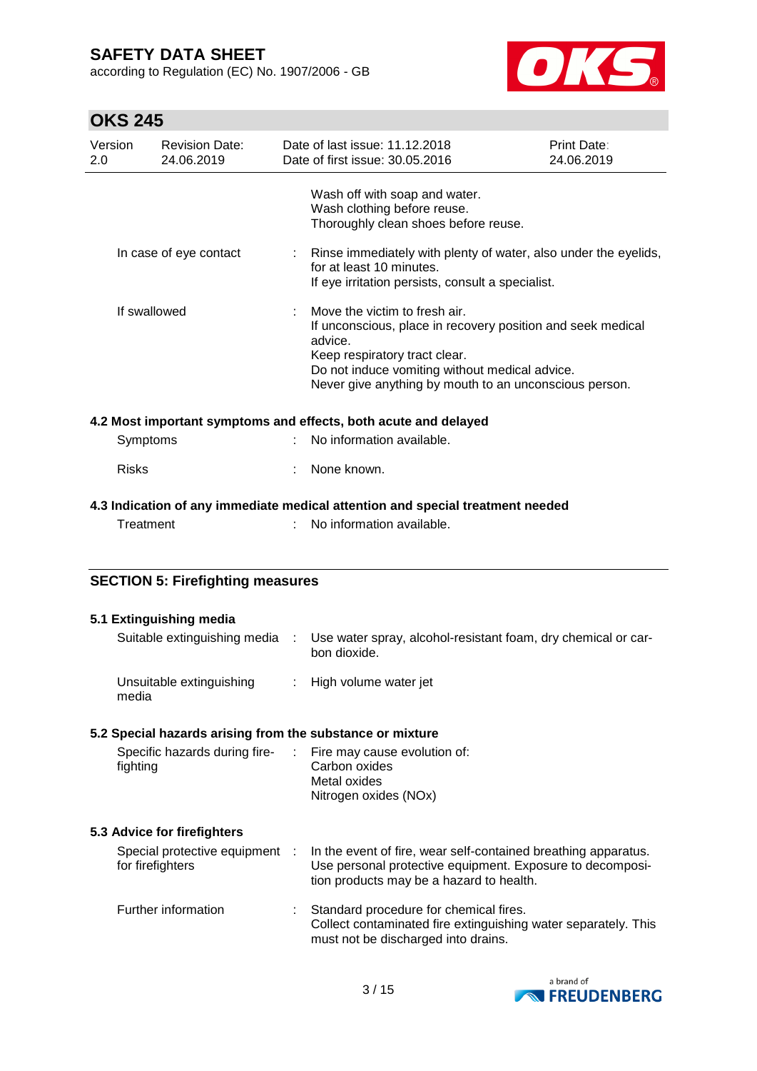| | |
|---|---|
| | Wash off with soap and water.<br>Wash clothing before reuse.<br>Thoroughly clean shoes before reuse. |
| In case of eye contact | : Rinse immediately with plenty of water, also under the eyelids, for at least 10 minutes.<br>If eye irritation persists, consult a specialist. |
| If swallowed | : Move the victim to fresh air.<br>If unconscious, place in recovery position and seek medical advice.<br>Keep respiratory tract clear.<br>Do not induce vomiting without medical advice.<br>Never give anything by mouth to an unconscious person. |

### 4.2 Most important symptoms and effects, both acute and delayed

| | |
|---|---|
| Symptoms | : No information available. |
| Risks | : None known. |

### 4.3 Indication of any immediate medical attention and special treatment needed

| | |
|---|---|
| Treatment | : No information available. |

## SECTION 5: Firefighting measures

### 5.1 Extinguishing media

| | |
|---|---|
| Suitable extinguishing media | : Use water spray, alcohol-resistant foam, dry chemical or carbon dioxide. |
| Unsuitable extinguishing media | : High volume water jet |

### 5.2 Special hazards arising from the substance or mixture

| | |
|---|---|
| Specific hazards during firefighting | : Fire may cause evolution of:<br>Carbon oxides<br>Metal oxides<br>Nitrogen oxides (NOx) |

### 5.3 Advice for firefighters

| | |
|---|---|
| Special protective equipment for firefighters | : In the event of fire, wear self-contained breathing apparatus. Use personal protective equipment. Exposure to decomposition products may be a hazard to health. |
| Further information | : Standard procedure for chemical fires.<br>Collect contaminated fire extinguishing water separately. This must not be discharged into drains. |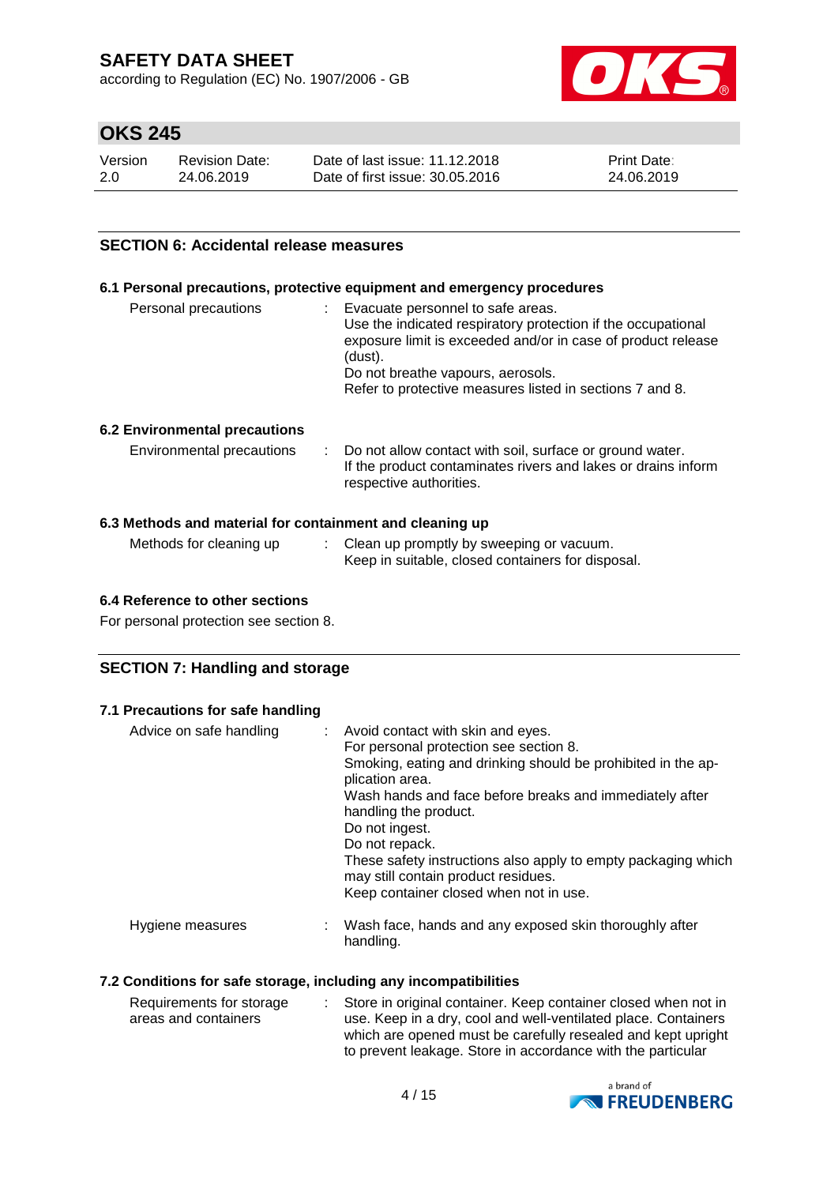## SECTION 6: Accidental release measures

### 6.1 Personal precautions, protective equipment and emergency procedures

| | |
|---|---|
| Personal precautions | : Evacuate personnel to safe areas.<br>Use the indicated respiratory protection if the occupational exposure limit is exceeded and/or in case of product release (dust).<br>Do not breathe vapours, aerosols.<br>Refer to protective measures listed in sections 7 and 8. |

### 6.2 Environmental precautions

| | |
|---|---|
| Environmental precautions | : Do not allow contact with soil, surface or ground water.<br>If the product contaminates rivers and lakes or drains inform respective authorities. |

### 6.3 Methods and material for containment and cleaning up

| | |
|---|---|
| Methods for cleaning up | : Clean up promptly by sweeping or vacuum.<br>Keep in suitable, closed containers for disposal. |

### 6.4 Reference to other sections

For personal protection see section 8.

## SECTION 7: Handling and storage

### 7.1 Precautions for safe handling

| | |
|---|---|
| Advice on safe handling | : Avoid contact with skin and eyes.<br>For personal protection see section 8.<br>Smoking, eating and drinking should be prohibited in the application area.<br>Wash hands and face before breaks and immediately after handling the product.<br>Do not ingest.<br>Do not repack.<br>These safety instructions also apply to empty packaging which may still contain product residues.<br>Keep container closed when not in use. |
| Hygiene measures | : Wash face, hands and any exposed skin thoroughly after handling. |

### 7.2 Conditions for safe storage, including any incompatibilities

| | |
|---|---|
| Requirements for storage areas and containers | : Store in original container. Keep container closed when not in use. Keep in a dry, cool and well-ventilated place. Containers which are opened must be carefully resealed and kept upright to prevent leakage. Store in accordance with the particular |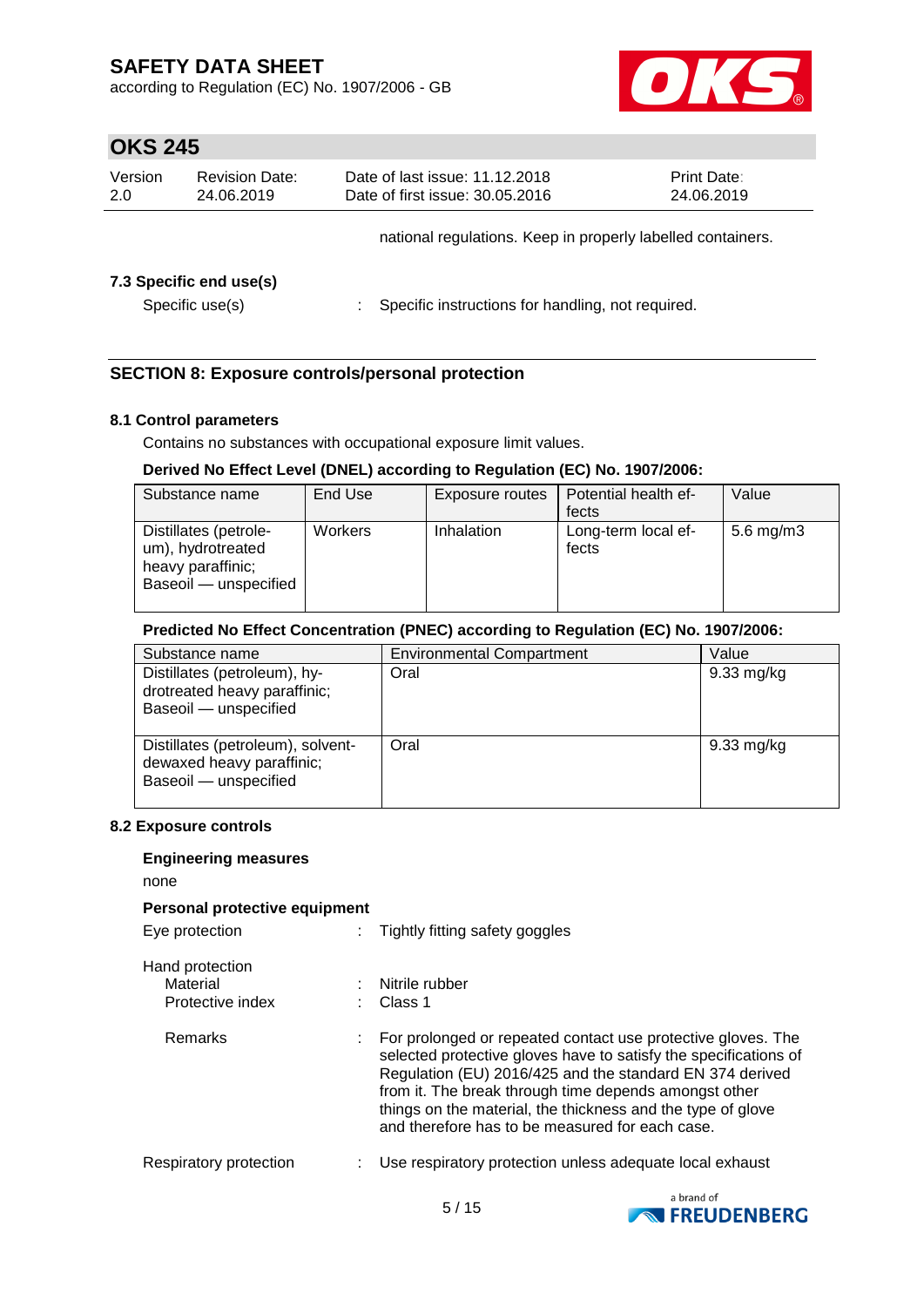national regulations. Keep in properly labelled containers.

### 7.3 Specific end use(s)

Specific use(s) : Specific instructions for handling, not required.

## SECTION 8: Exposure controls/personal protection

### 8.1 Control parameters

Contains no substances with occupational exposure limit values.

**Derived No Effect Level (DNEL) according to Regulation (EC) No. 1907/2006:**

| Substance name | End Use | Exposure routes | Potential health effects | Value |
|---|---|---|---|---|
| Distillates (petroleum), hydrotreated heavy paraffinic; Baseoil — unspecified | Workers | Inhalation | Long-term local effects | 5.6 mg/m3 |

**Predicted No Effect Concentration (PNEC) according to Regulation (EC) No. 1907/2006:**

| Substance name | Environmental Compartment | Value |
|---|---|---|
| Distillates (petroleum), hydrotreated heavy paraffinic; Baseoil — unspecified | Oral | 9.33 mg/kg |
| Distillates (petroleum), solvent-dewaxed heavy paraffinic; Baseoil — unspecified | Oral | 9.33 mg/kg |

### 8.2 Exposure controls

**Engineering measures**

none

**Personal protective equipment**

Eye protection : Tightly fitting safety goggles

Hand protection

- Material : Nitrile rubber
- Protective index : Class 1
- Remarks : For prolonged or repeated contact use protective gloves. The selected protective gloves have to satisfy the specifications of Regulation (EU) 2016/425 and the standard EN 374 derived from it. The break through time depends amongst other things on the material, the thickness and the type of glove and therefore has to be measured for each case.

Respiratory protection : Use respiratory protection unless adequate local exhaust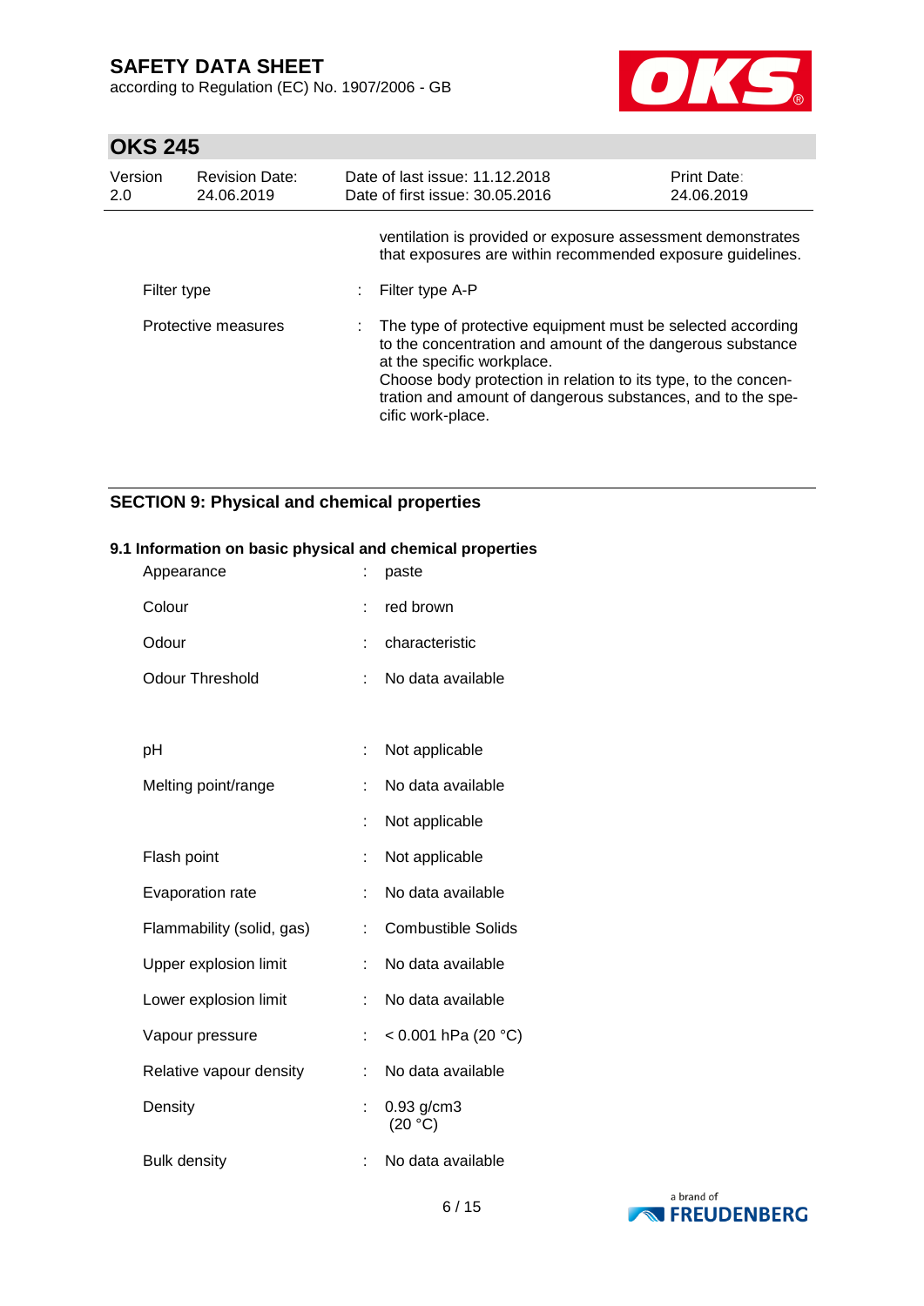ventilation is provided or exposure assessment demonstrates that exposures are within recommended exposure guidelines.

| | | |
|---|---|---|
| Filter type | : | Filter type A-P |
| Protective measures | : | The type of protective equipment must be selected according to the concentration and amount of the dangerous substance at the specific workplace. Choose body protection in relation to its type, to the concentration and amount of dangerous substances, and to the specific work-place. |

## SECTION 9: Physical and chemical properties

### 9.1 Information on basic physical and chemical properties

| | | |
|---|---|---|
| Appearance | : | paste |
| Colour | : | red brown |
| Odour | : | characteristic |
| Odour Threshold | : | No data available |
| pH | : | Not applicable |
| Melting point/range | : | No data available |
| | : | Not applicable |
| Flash point | : | Not applicable |
| Evaporation rate | : | No data available |
| Flammability (solid, gas) | : | Combustible Solids |
| Upper explosion limit | : | No data available |
| Lower explosion limit | : | No data available |
| Vapour pressure | : | < 0.001 hPa (20 °C) |
| Relative vapour density | : | No data available |
| Density | : | 0.93 g/cm3 (20 °C) |
| Bulk density | : | No data available |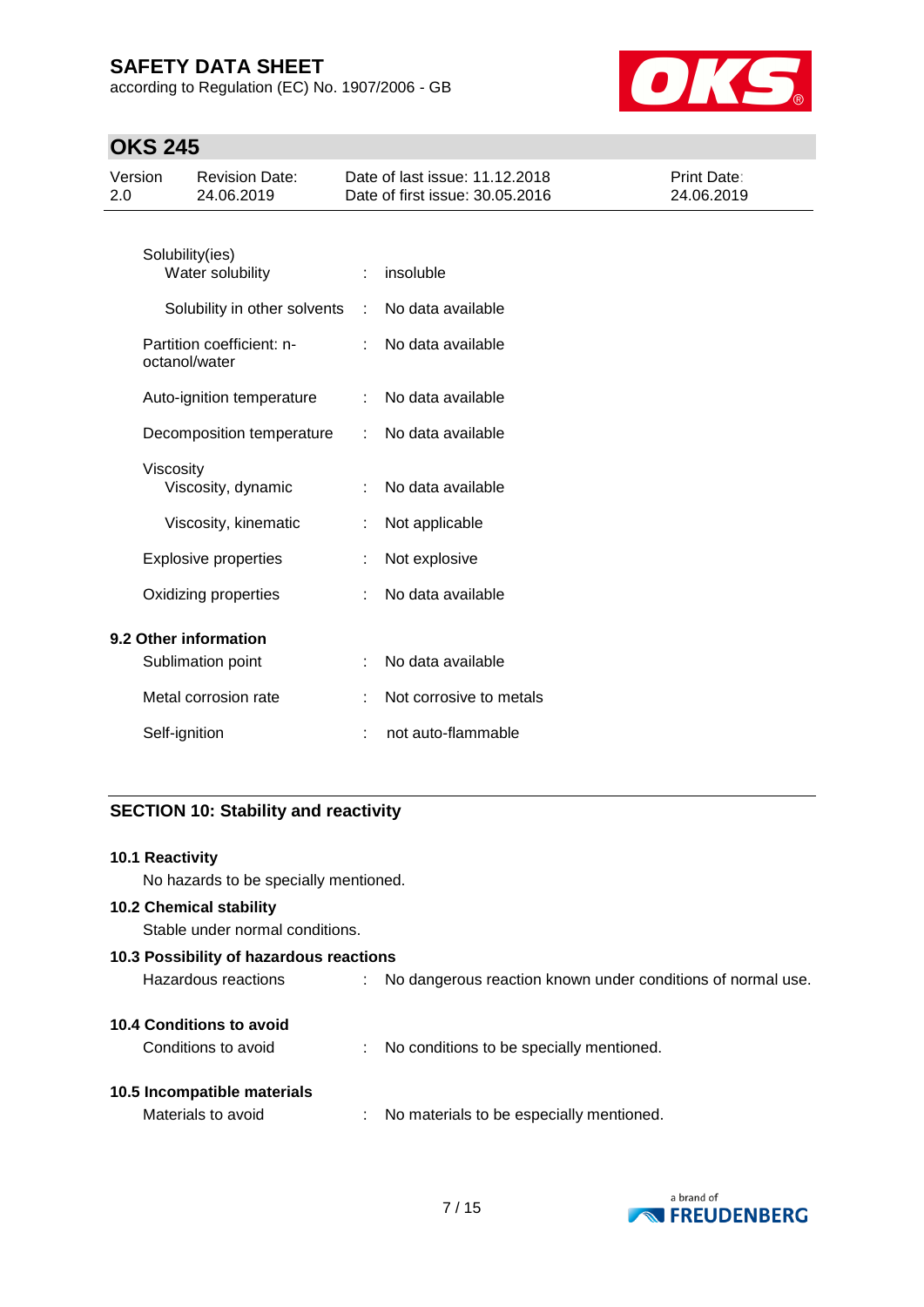| | | |
|---|---|---|
| Solubility(ies) | | |
| Water solubility | : | insoluble |
| Solubility in other solvents | : | No data available |
| Partition coefficient: n-octanol/water | : | No data available |
| Auto-ignition temperature | : | No data available |
| Decomposition temperature | : | No data available |
| Viscosity | | |
| Viscosity, dynamic | : | No data available |
| Viscosity, kinematic | : | Not applicable |
| Explosive properties | : | Not explosive |
| Oxidizing properties | : | No data available |

**9.2 Other information**

| | | |
|---|---|---|
| Sublimation point | : | No data available |
| Metal corrosion rate | : | Not corrosive to metals |
| Self-ignition | : | not auto-flammable |

## SECTION 10: Stability and reactivity

**10.1 Reactivity**

No hazards to be specially mentioned.

**10.2 Chemical stability**

Stable under normal conditions.

**10.3 Possibility of hazardous reactions**

Hazardous reactions : No dangerous reaction known under conditions of normal use.

**10.4 Conditions to avoid**

Conditions to avoid : No conditions to be specially mentioned.

**10.5 Incompatible materials**

Materials to avoid : No materials to be especially mentioned.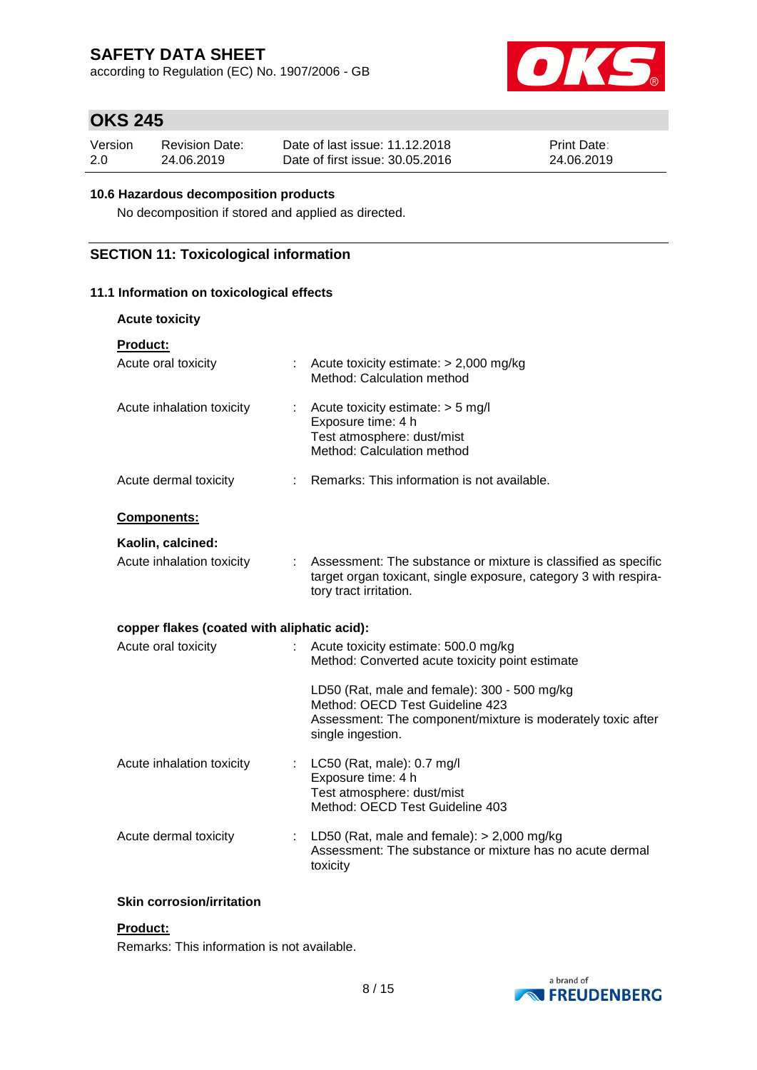### 10.6 Hazardous decomposition products

No decomposition if stored and applied as directed.

## SECTION 11: Toxicological information

### 11.1 Information on toxicological effects

**Acute toxicity**

**Product:**

| | | |
|---|---|---|
| Acute oral toxicity | : | Acute toxicity estimate: > 2,000 mg/kg<br>Method: Calculation method |
| Acute inhalation toxicity | : | Acute toxicity estimate: > 5 mg/l<br>Exposure time: 4 h<br>Test atmosphere: dust/mist<br>Method: Calculation method |
| Acute dermal toxicity | : | Remarks: This information is not available. |

**Components:**

**Kaolin, calcined:**

| | | |
|---|---|---|
| Acute inhalation toxicity | : | Assessment: The substance or mixture is classified as specific target organ toxicant, single exposure, category 3 with respiratory tract irritation. |

**copper flakes (coated with aliphatic acid):**

| | | |
|---|---|---|
| Acute oral toxicity | : | Acute toxicity estimate: 500.0 mg/kg<br>Method: Converted acute toxicity point estimate<br><br>LD50 (Rat, male and female): 300 - 500 mg/kg<br>Method: OECD Test Guideline 423<br>Assessment: The component/mixture is moderately toxic after single ingestion. |
| Acute inhalation toxicity | : | LC50 (Rat, male): 0.7 mg/l<br>Exposure time: 4 h<br>Test atmosphere: dust/mist<br>Method: OECD Test Guideline 403 |
| Acute dermal toxicity | : | LD50 (Rat, male and female): > 2,000 mg/kg<br>Assessment: The substance or mixture has no acute dermal toxicity |

**Skin corrosion/irritation**

**Product:**

Remarks: This information is not available.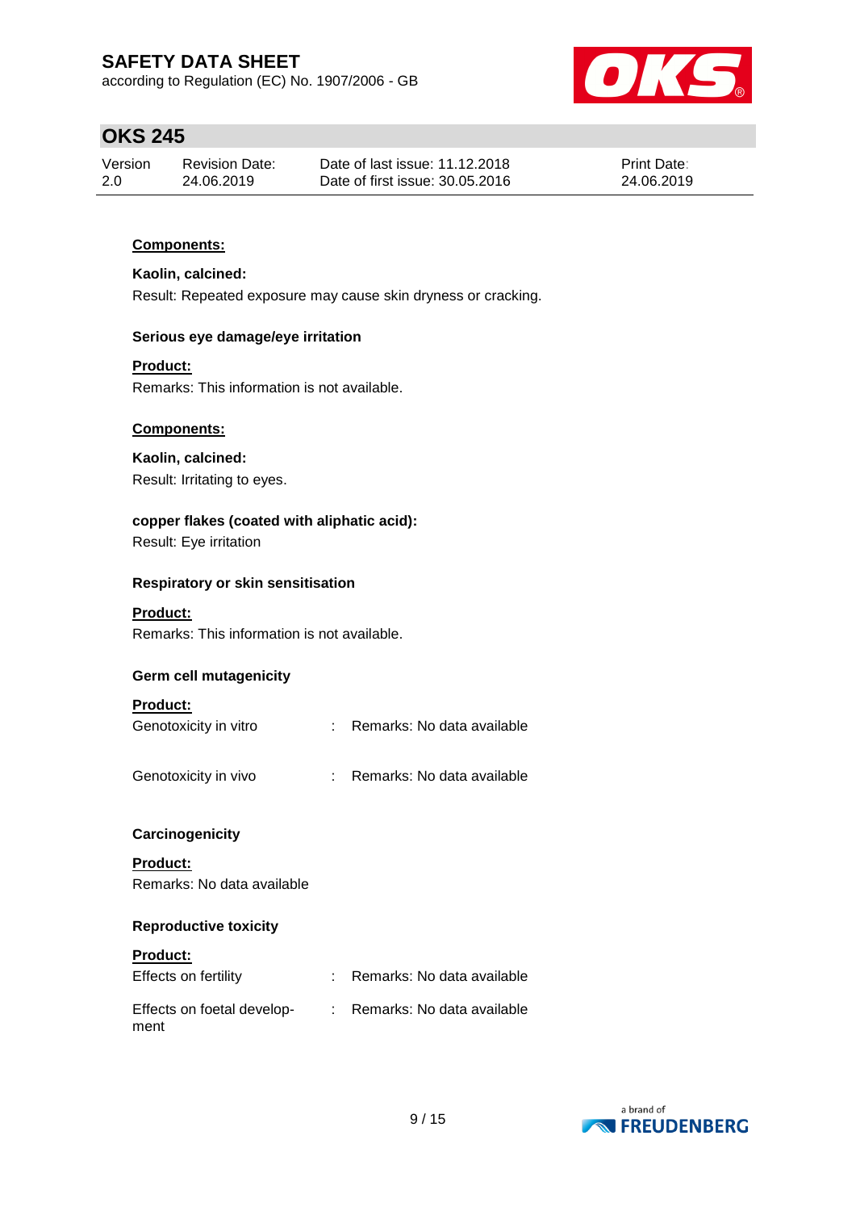**Components:**

**Kaolin, calcined:**

Result: Repeated exposure may cause skin dryness or cracking.

**Serious eye damage/eye irritation**

**Product:**

Remarks: This information is not available.

**Components:**

**Kaolin, calcined:**

Result: Irritating to eyes.

**copper flakes (coated with aliphatic acid):**

Result: Eye irritation

**Respiratory or skin sensitisation**

**Product:**

Remarks: This information is not available.

**Germ cell mutagenicity**

**Product:**

Genotoxicity in vitro : Remarks: No data available

Genotoxicity in vivo : Remarks: No data available

**Carcinogenicity**

**Product:**

Remarks: No data available

**Reproductive toxicity**

**Product:**

Effects on fertility : Remarks: No data available

Effects on foetal development : Remarks: No data available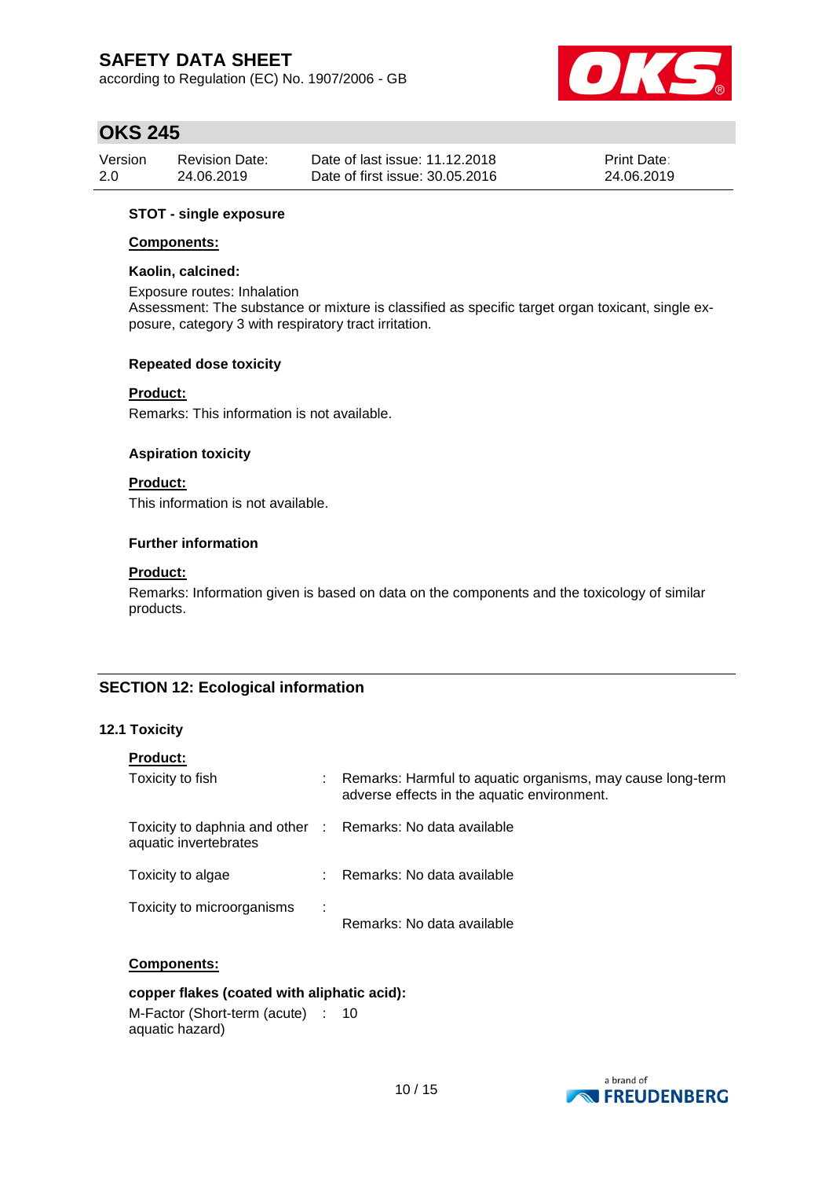**STOT - single exposure**

**Components:**

**Kaolin, calcined:**

Exposure routes: Inhalation
Assessment: The substance or mixture is classified as specific target organ toxicant, single exposure, category 3 with respiratory tract irritation.

**Repeated dose toxicity**

**Product:**

Remarks: This information is not available.

**Aspiration toxicity**

**Product:**

This information is not available.

**Further information**

**Product:**

Remarks: Information given is based on data on the components and the toxicology of similar products.

## SECTION 12: Ecological information

### 12.1 Toxicity

**Product:**

| | | |
|---|---|---|
| Toxicity to fish | : | Remarks: Harmful to aquatic organisms, may cause long-term adverse effects in the aquatic environment. |
| Toxicity to daphnia and other aquatic invertebrates | : | Remarks: No data available |
| Toxicity to algae | : | Remarks: No data available |
| Toxicity to microorganisms | : | Remarks: No data available |

**Components:**

**copper flakes (coated with aliphatic acid):**

| | | |
|---|---|---|
| M-Factor (Short-term (acute) aquatic hazard) | : | 10 |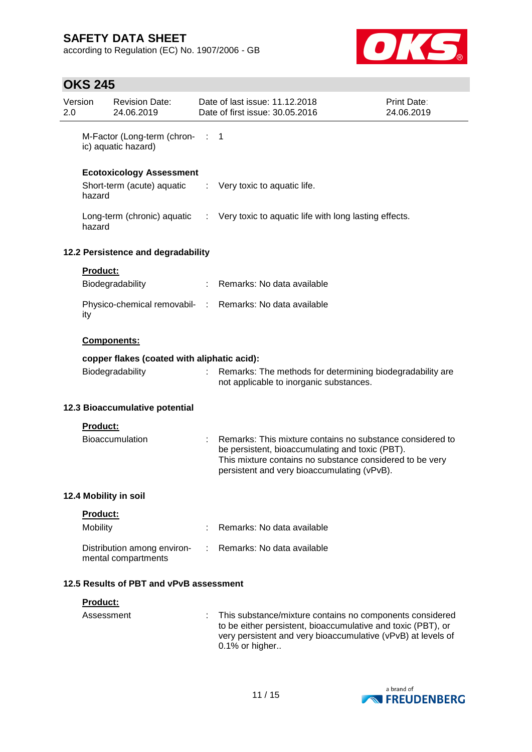M-Factor (Long-term (chronic) aquatic hazard) : 1

**Ecotoxicology Assessment**

Short-term (acute) aquatic hazard : Very toxic to aquatic life.

Long-term (chronic) aquatic hazard : Very toxic to aquatic life with long lasting effects.

### 12.2 Persistence and degradability

**Product:**

Biodegradability : Remarks: No data available

Physico-chemical removability : Remarks: No data available

**Components:**

**copper flakes (coated with aliphatic acid):**

Biodegradability : Remarks: The methods for determining biodegradability are not applicable to inorganic substances.

### 12.3 Bioaccumulative potential

**Product:**

Bioaccumulation : Remarks: This mixture contains no substance considered to be persistent, bioaccumulating and toxic (PBT).
This mixture contains no substance considered to be very persistent and very bioaccumulating (vPvB).

### 12.4 Mobility in soil

**Product:**

Mobility : Remarks: No data available

Distribution among environmental compartments : Remarks: No data available

### 12.5 Results of PBT and vPvB assessment

**Product:**

Assessment : This substance/mixture contains no components considered to be either persistent, bioaccumulative and toxic (PBT), or very persistent and very bioaccumulative (vPvB) at levels of 0.1% or higher..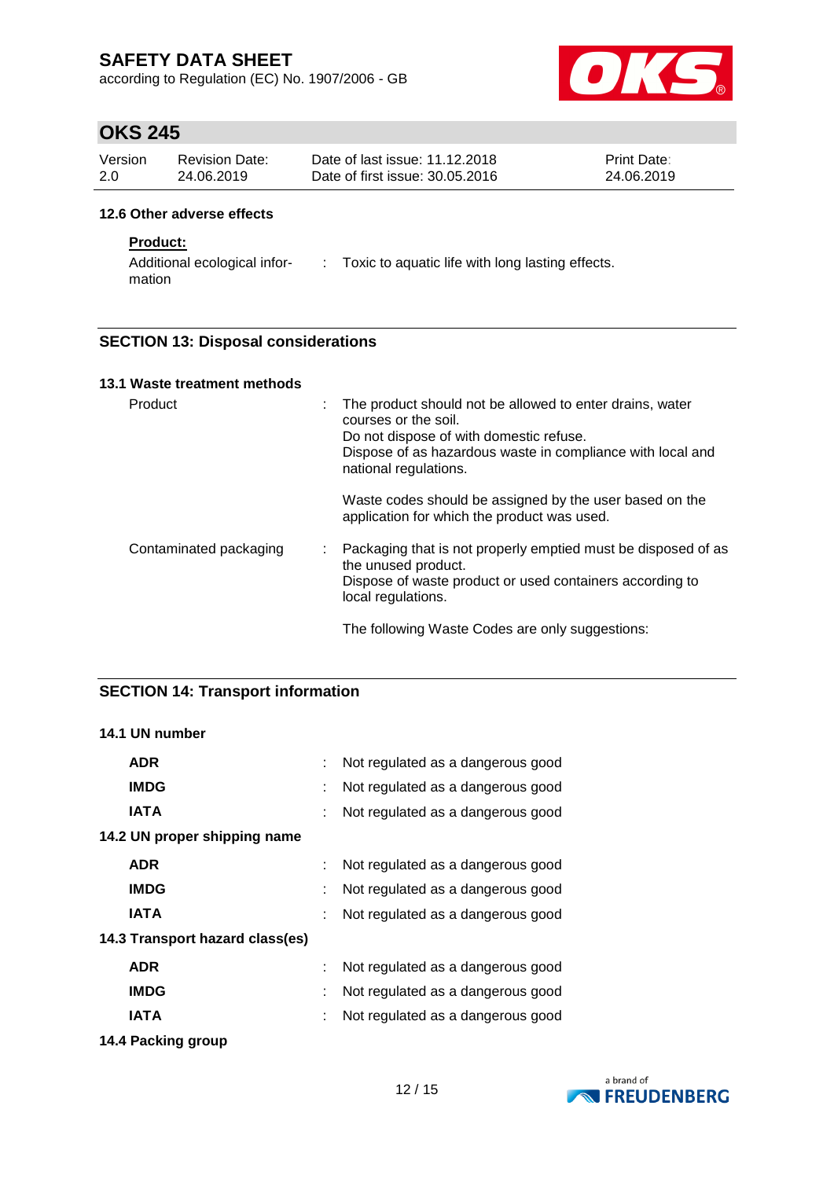### 12.6 Other adverse effects

**Product:**

| | | |
|---|---|---|
| Additional ecological information | : | Toxic to aquatic life with long lasting effects. |

## SECTION 13: Disposal considerations

### 13.1 Waste treatment methods

| | | |
|---|---|---|
| Product | : | The product should not be allowed to enter drains, water courses or the soil.<br>Do not dispose of with domestic refuse.<br>Dispose of as hazardous waste in compliance with local and national regulations.<br><br>Waste codes should be assigned by the user based on the application for which the product was used. |
| Contaminated packaging | : | Packaging that is not properly emptied must be disposed of as the unused product.<br>Dispose of waste product or used containers according to local regulations.<br><br>The following Waste Codes are only suggestions: |

## SECTION 14: Transport information

### 14.1 UN number

| | | |
|---|---|---|
| **ADR** | : | Not regulated as a dangerous good |
| **IMDG** | : | Not regulated as a dangerous good |
| **IATA** | : | Not regulated as a dangerous good |

### 14.2 UN proper shipping name

| | | |
|---|---|---|
| **ADR** | : | Not regulated as a dangerous good |
| **IMDG** | : | Not regulated as a dangerous good |
| **IATA** | : | Not regulated as a dangerous good |

### 14.3 Transport hazard class(es)

| | | |
|---|---|---|
| **ADR** | : | Not regulated as a dangerous good |
| **IMDG** | : | Not regulated as a dangerous good |
| **IATA** | : | Not regulated as a dangerous good |

### 14.4 Packing group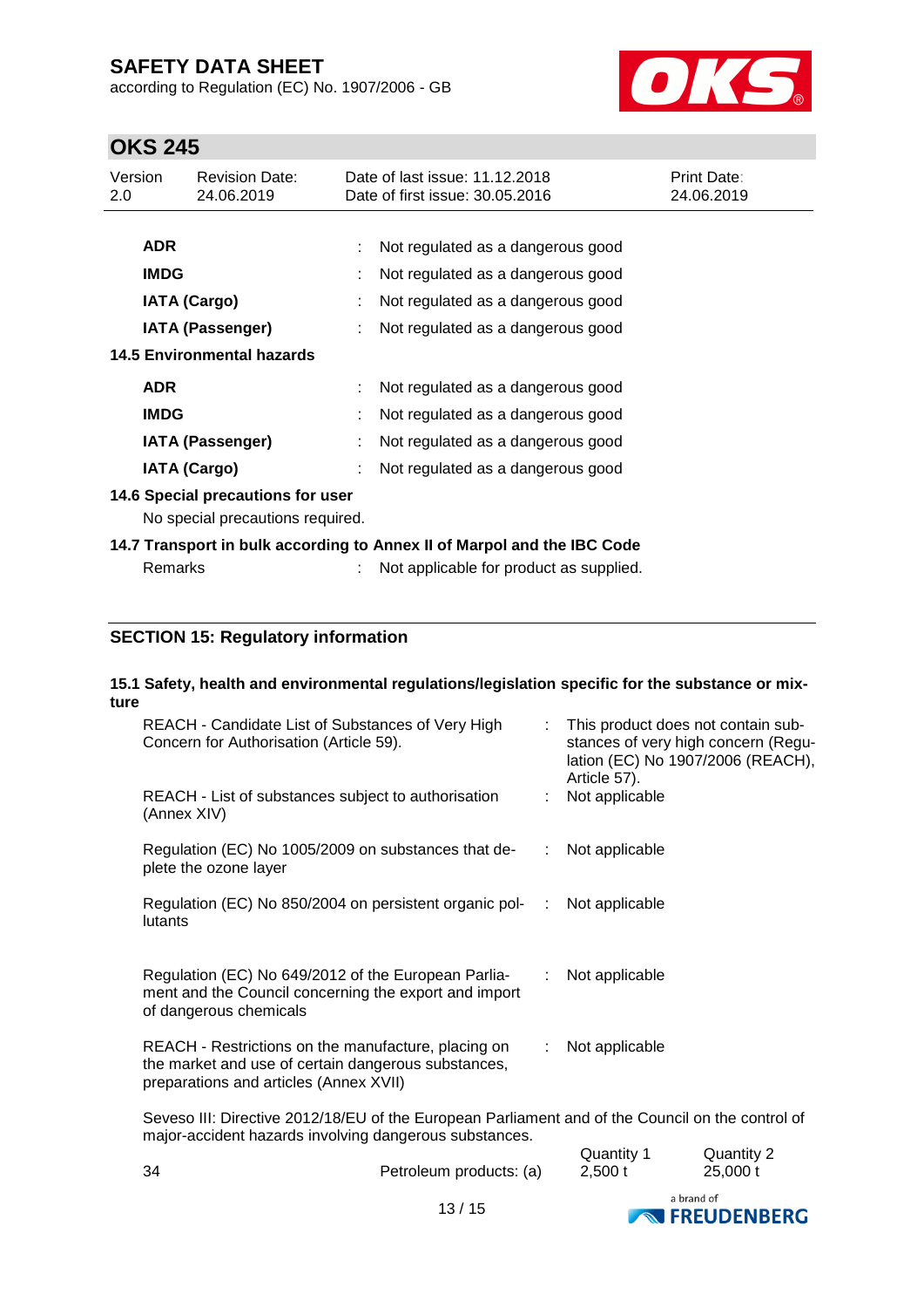| | | |
|---|---|---|
| **ADR** | : | Not regulated as a dangerous good |
| **IMDG** | : | Not regulated as a dangerous good |
| **IATA (Cargo)** | : | Not regulated as a dangerous good |
| **IATA (Passenger)** | : | Not regulated as a dangerous good |

**14.5 Environmental hazards**

| | | |
|---|---|---|
| **ADR** | : | Not regulated as a dangerous good |
| **IMDG** | : | Not regulated as a dangerous good |
| **IATA (Passenger)** | : | Not regulated as a dangerous good |
| **IATA (Cargo)** | : | Not regulated as a dangerous good |

**14.6 Special precautions for user**

No special precautions required.

**14.7 Transport in bulk according to Annex II of Marpol and the IBC Code**

Remarks : Not applicable for product as supplied.

## SECTION 15: Regulatory information

**15.1 Safety, health and environmental regulations/legislation specific for the substance or mixture**

| | | |
|---|---|---|
| REACH - Candidate List of Substances of Very High Concern for Authorisation (Article 59). | : | This product does not contain substances of very high concern (Regulation (EC) No 1907/2006 (REACH), Article 57). |
| REACH - List of substances subject to authorisation (Annex XIV) | : | Not applicable |
| Regulation (EC) No 1005/2009 on substances that deplete the ozone layer | : | Not applicable |
| Regulation (EC) No 850/2004 on persistent organic pollutants | : | Not applicable |
| Regulation (EC) No 649/2012 of the European Parliament and the Council concerning the export and import of dangerous chemicals | : | Not applicable |
| REACH - Restrictions on the manufacture, placing on the market and use of certain dangerous substances, preparations and articles (Annex XVII) | : | Not applicable |

Seveso III: Directive 2012/18/EU of the European Parliament and of the Council on the control of major-accident hazards involving dangerous substances.

| | | Quantity 1 | Quantity 2 |
|---|---|---|---|
| 34 | Petroleum products: (a) | 2,500 t | 25,000 t |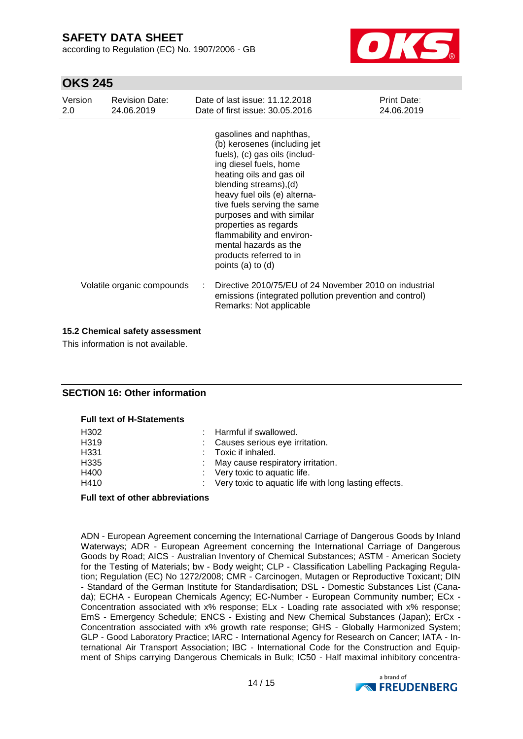| | | |
|---|---|---|
| | | gasolines and naphthas, (b) kerosenes (including jet fuels), (c) gas oils (including diesel fuels, home heating oils and gas oil blending streams),(d) heavy fuel oils (e) alternative fuels serving the same purposes and with similar properties as regards flammability and environmental hazards as the products referred to in points (a) to (d) |
| Volatile organic compounds | : | Directive 2010/75/EU of 24 November 2010 on industrial emissions (integrated pollution prevention and control)<br>Remarks: Not applicable |

### 15.2 Chemical safety assessment

This information is not available.

## SECTION 16: Other information

**Full text of H-Statements**

| | | |
|---|---|---|
| H302 | : | Harmful if swallowed. |
| H319 | : | Causes serious eye irritation. |
| H331 | : | Toxic if inhaled. |
| H335 | : | May cause respiratory irritation. |
| H400 | : | Very toxic to aquatic life. |
| H410 | : | Very toxic to aquatic life with long lasting effects. |

**Full text of other abbreviations**

ADN - European Agreement concerning the International Carriage of Dangerous Goods by Inland Waterways; ADR - European Agreement concerning the International Carriage of Dangerous Goods by Road; AICS - Australian Inventory of Chemical Substances; ASTM - American Society for the Testing of Materials; bw - Body weight; CLP - Classification Labelling Packaging Regulation; Regulation (EC) No 1272/2008; CMR - Carcinogen, Mutagen or Reproductive Toxicant; DIN - Standard of the German Institute for Standardisation; DSL - Domestic Substances List (Canada); ECHA - European Chemicals Agency; EC-Number - European Community number; ECx - Concentration associated with x% response; ELx - Loading rate associated with x% response; EmS - Emergency Schedule; ENCS - Existing and New Chemical Substances (Japan); ErCx - Concentration associated with x% growth rate response; GHS - Globally Harmonized System; GLP - Good Laboratory Practice; IARC - International Agency for Research on Cancer; IATA - International Air Transport Association; IBC - International Code for the Construction and Equipment of Ships carrying Dangerous Chemicals in Bulk; IC50 - Half maximal inhibitory concentra-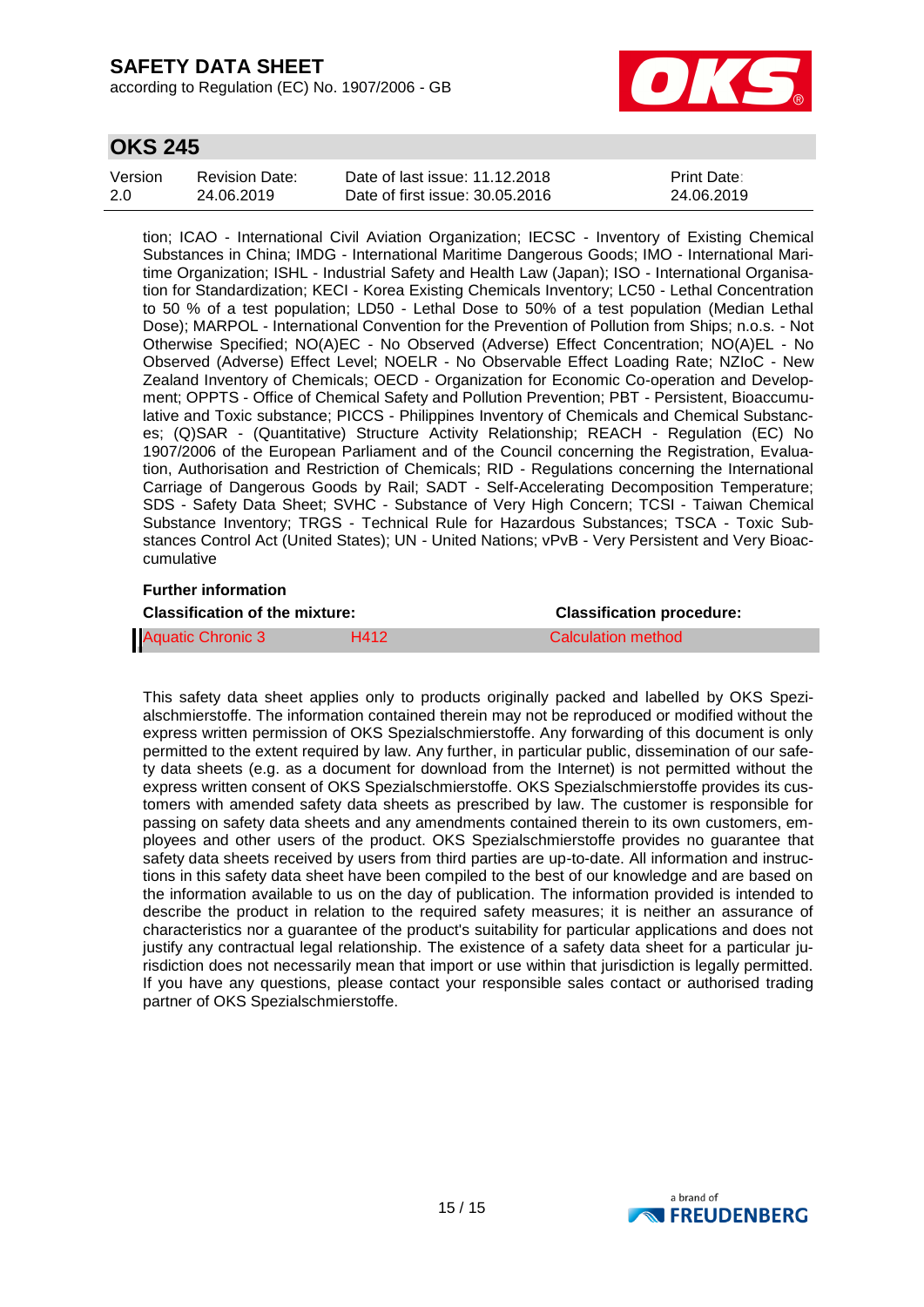tion; ICAO - International Civil Aviation Organization; IECSC - Inventory of Existing Chemical Substances in China; IMDG - International Maritime Dangerous Goods; IMO - International Maritime Organization; ISHL - Industrial Safety and Health Law (Japan); ISO - International Organisation for Standardization; KECI - Korea Existing Chemicals Inventory; LC50 - Lethal Concentration to 50 % of a test population; LD50 - Lethal Dose to 50% of a test population (Median Lethal Dose); MARPOL - International Convention for the Prevention of Pollution from Ships; n.o.s. - Not Otherwise Specified; NO(A)EC - No Observed (Adverse) Effect Concentration; NO(A)EL - No Observed (Adverse) Effect Level; NOELR - No Observable Effect Loading Rate; NZIoC - New Zealand Inventory of Chemicals; OECD - Organization for Economic Co-operation and Development; OPPTS - Office of Chemical Safety and Pollution Prevention; PBT - Persistent, Bioaccumulative and Toxic substance; PICCS - Philippines Inventory of Chemicals and Chemical Substances; (Q)SAR - (Quantitative) Structure Activity Relationship; REACH - Regulation (EC) No 1907/2006 of the European Parliament and of the Council concerning the Registration, Evaluation, Authorisation and Restriction of Chemicals; RID - Regulations concerning the International Carriage of Dangerous Goods by Rail; SADT - Self-Accelerating Decomposition Temperature; SDS - Safety Data Sheet; SVHC - Substance of Very High Concern; TCSI - Taiwan Chemical Substance Inventory; TRGS - Technical Rule for Hazardous Substances; TSCA - Toxic Substances Control Act (United States); UN - United Nations; vPvB - Very Persistent and Very Bioaccumulative

**Further information**

| Classification of the mixture: | | Classification procedure: |
|---|---|---|
| Aquatic Chronic 3 | H412 | Calculation method |

This safety data sheet applies only to products originally packed and labelled by OKS Spezialschmierstoffe. The information contained therein may not be reproduced or modified without the express written permission of OKS Spezialschmierstoffe. Any forwarding of this document is only permitted to the extent required by law. Any further, in particular public, dissemination of our safety data sheets (e.g. as a document for download from the Internet) is not permitted without the express written consent of OKS Spezialschmierstoffe. OKS Spezialschmierstoffe provides its customers with amended safety data sheets as prescribed by law. The customer is responsible for passing on safety data sheets and any amendments contained therein to its own customers, employees and other users of the product. OKS Spezialschmierstoffe provides no guarantee that safety data sheets received by users from third parties are up-to-date. All information and instructions in this safety data sheet have been compiled to the best of our knowledge and are based on the information available to us on the day of publication. The information provided is intended to describe the product in relation to the required safety measures; it is neither an assurance of characteristics nor a guarantee of the product's suitability for particular applications and does not justify any contractual legal relationship. The existence of a safety data sheet for a particular jurisdiction does not necessarily mean that import or use within that jurisdiction is legally permitted. If you have any questions, please contact your responsible sales contact or authorised trading partner of OKS Spezialschmierstoffe.